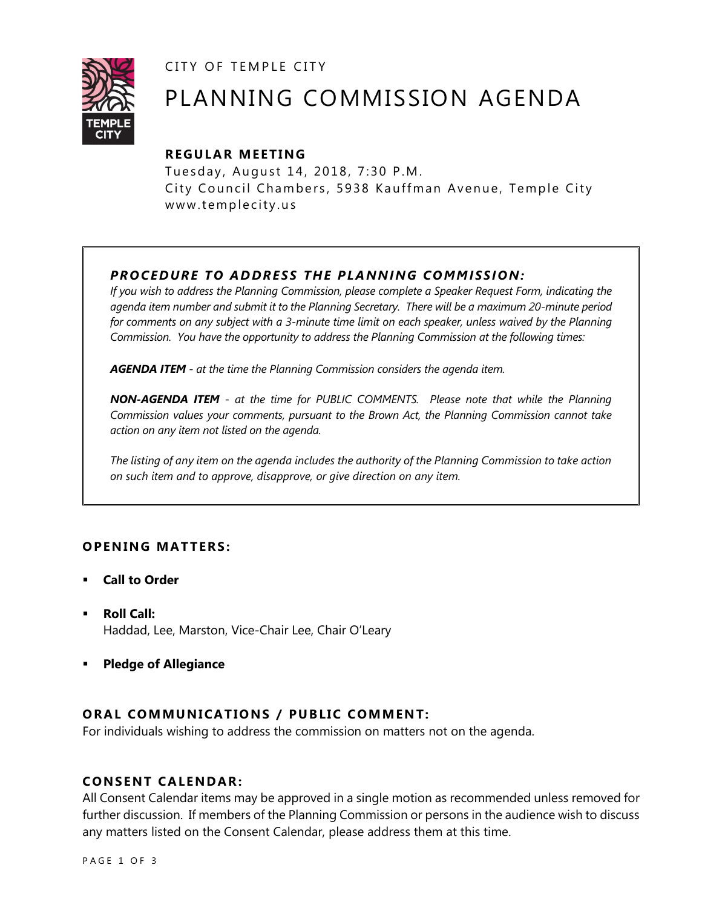CITY OF TEMPLE CITY

# PLANNING COMMISSION AGENDA

## REGULAR MEETING

Tuesday, August 14, 2018, 7:30 P.M.
City Council Chambers, 5938 Kauffman Avenue, Temple City
www.templecity.us

### *PROCEDURE TO ADDRESS THE PLANNING COMMISSION:*

*If you wish to address the Planning Commission, please complete a Speaker Request Form, indicating the agenda item number and submit it to the Planning Secretary. There will be a maximum 20-minute period for comments on any subject with a 3-minute time limit on each speaker, unless waived by the Planning Commission. You have the opportunity to address the Planning Commission at the following times:*

***AGENDA ITEM** - at the time the Planning Commission considers the agenda item.*

***NON-AGENDA ITEM** - at the time for PUBLIC COMMENTS. Please note that while the Planning Commission values your comments, pursuant to the Brown Act, the Planning Commission cannot take action on any item not listed on the agenda.*

*The listing of any item on the agenda includes the authority of the Planning Commission to take action on such item and to approve, disapprove, or give direction on any item.*

## OPENING MATTERS:

- **Call to Order**
- **Roll Call:**
  Haddad, Lee, Marston, Vice-Chair Lee, Chair O'Leary
- **Pledge of Allegiance**

## ORAL COMMUNICATIONS / PUBLIC COMMENT:

For individuals wishing to address the commission on matters not on the agenda.

## CONSENT CALENDAR:

All Consent Calendar items may be approved in a single motion as recommended unless removed for further discussion. If members of the Planning Commission or persons in the audience wish to discuss any matters listed on the Consent Calendar, please address them at this time.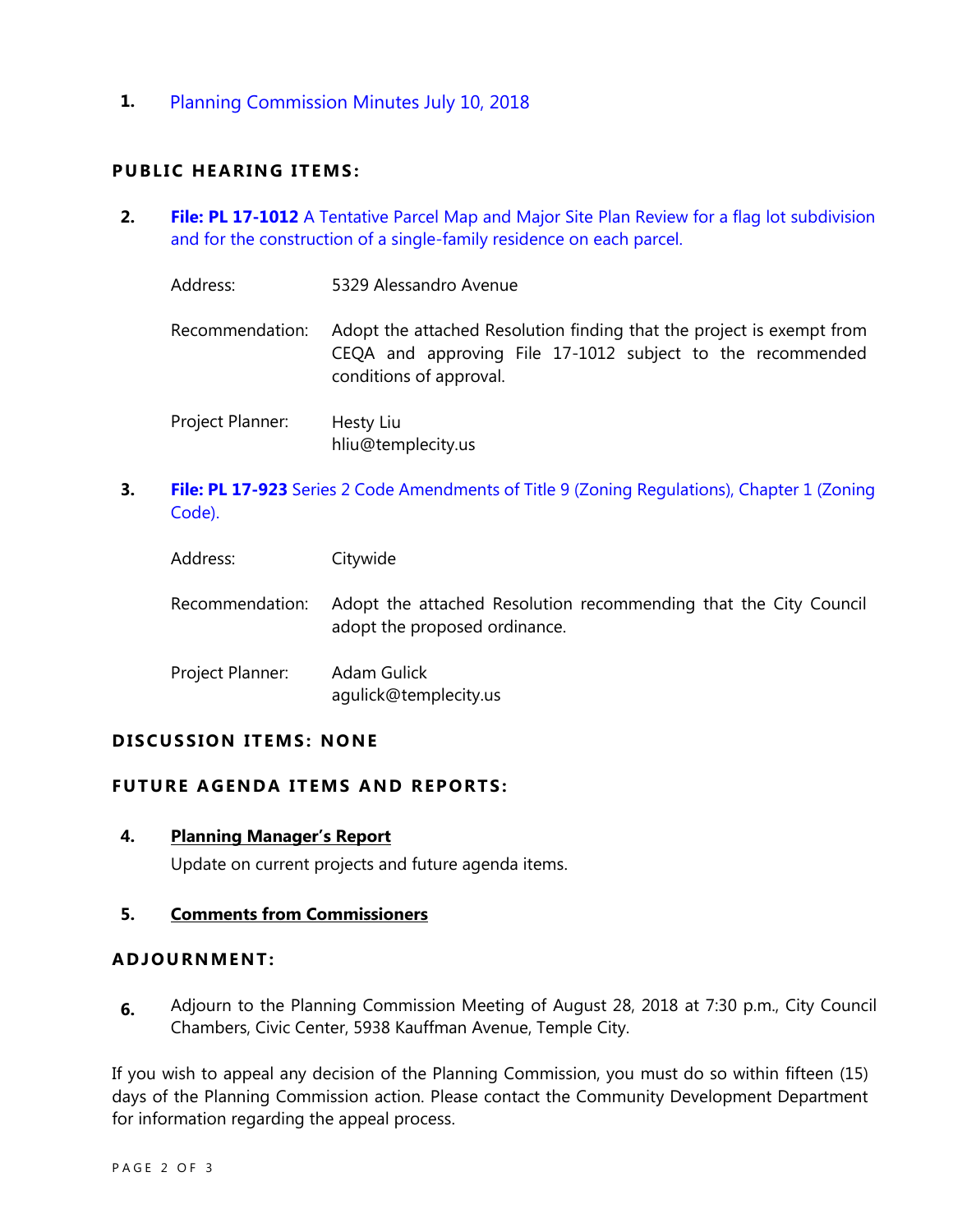1. Planning Commission Minutes July 10, 2018

## PUBLIC HEARING ITEMS:

2. **File: PL 17-1012** A Tentative Parcel Map and Major Site Plan Review for a flag lot subdivision and for the construction of a single-family residence on each parcel.

   Address: 5329 Alessandro Avenue

   Recommendation: Adopt the attached Resolution finding that the project is exempt from CEQA and approving File 17-1012 subject to the recommended conditions of approval.

   Project Planner: Hesty Liu
   hliu@templecity.us

3. **File: PL 17-923** Series 2 Code Amendments of Title 9 (Zoning Regulations), Chapter 1 (Zoning Code).

   Address: Citywide

   Recommendation: Adopt the attached Resolution recommending that the City Council adopt the proposed ordinance.

   Project Planner: Adam Gulick
   agulick@templecity.us

## DISCUSSION ITEMS: NONE

## FUTURE AGENDA ITEMS AND REPORTS:

4. **Planning Manager's Report**

   Update on current projects and future agenda items.

5. **Comments from Commissioners**

## ADJOURNMENT:

6. Adjourn to the Planning Commission Meeting of August 28, 2018 at 7:30 p.m., City Council Chambers, Civic Center, 5938 Kauffman Avenue, Temple City.

If you wish to appeal any decision of the Planning Commission, you must do so within fifteen (15) days of the Planning Commission action. Please contact the Community Development Department for information regarding the appeal process.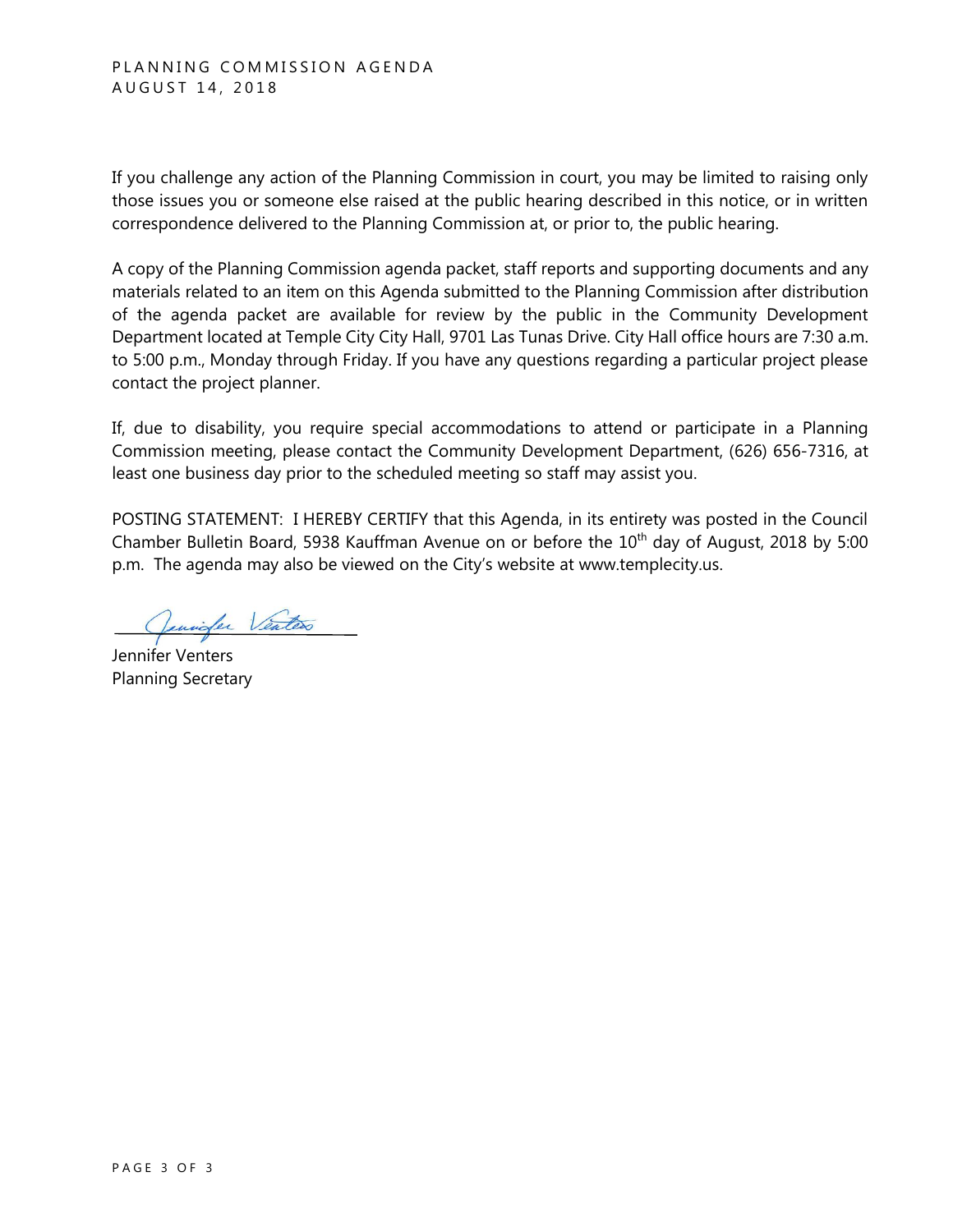If you challenge any action of the Planning Commission in court, you may be limited to raising only those issues you or someone else raised at the public hearing described in this notice, or in written correspondence delivered to the Planning Commission at, or prior to, the public hearing.

A copy of the Planning Commission agenda packet, staff reports and supporting documents and any materials related to an item on this Agenda submitted to the Planning Commission after distribution of the agenda packet are available for review by the public in the Community Development Department located at Temple City City Hall, 9701 Las Tunas Drive. City Hall office hours are 7:30 a.m. to 5:00 p.m., Monday through Friday. If you have any questions regarding a particular project please contact the project planner.

If, due to disability, you require special accommodations to attend or participate in a Planning Commission meeting, please contact the Community Development Department, (626) 656-7316, at least one business day prior to the scheduled meeting so staff may assist you.

POSTING STATEMENT: I HEREBY CERTIFY that this Agenda, in its entirety was posted in the Council Chamber Bulletin Board, 5938 Kauffman Avenue on or before the 10th day of August, 2018 by 5:00 p.m. The agenda may also be viewed on the City's website at www.templecity.us.

Jennifer Venters
Planning Secretary